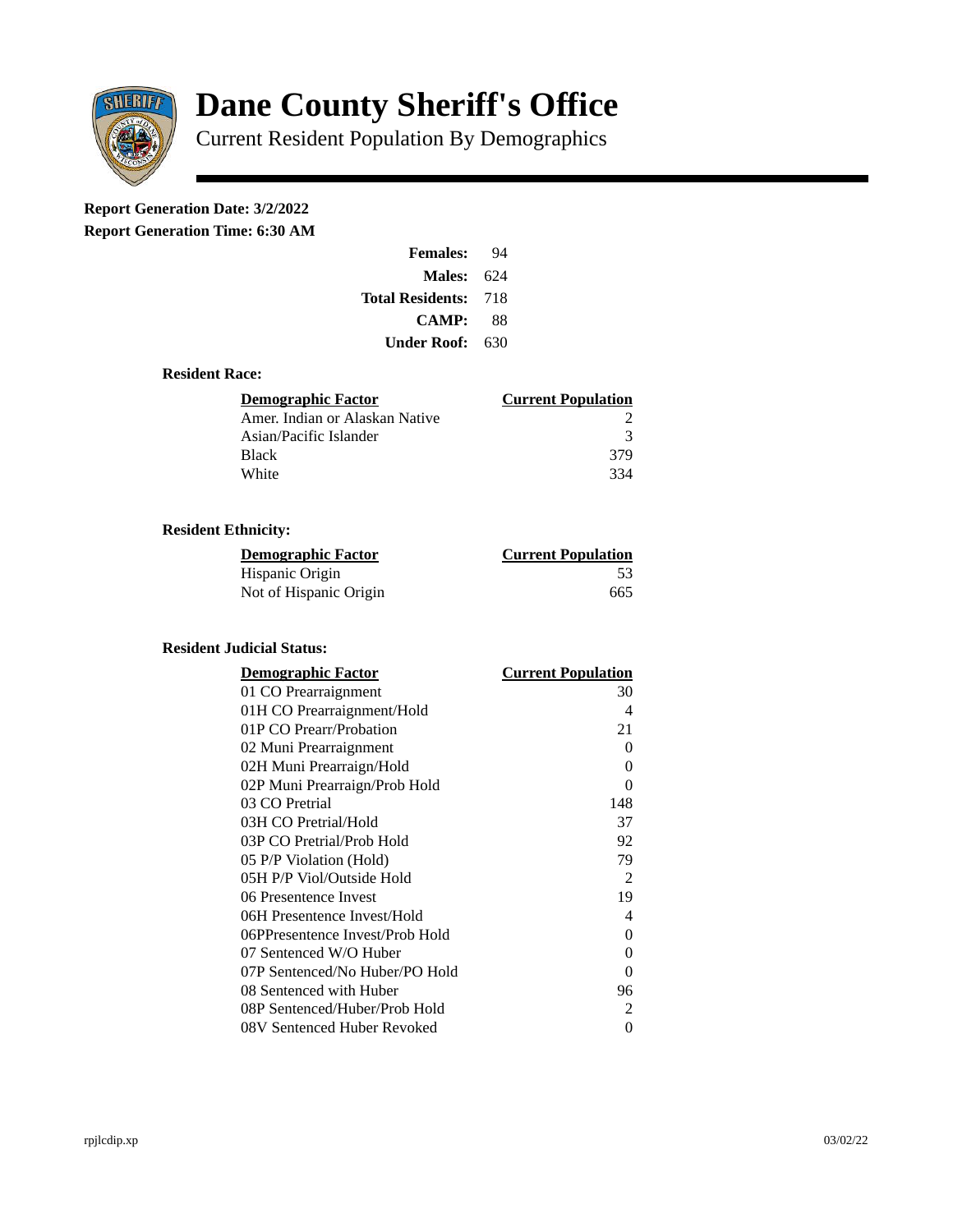# Dane County Sheriff's Office

Current Resident Population By Demographics

**Report Generation Date: 3/2/2022**
**Report Generation Time: 6:30 AM**

| | |
|---|---|
| **Females:** | 94 |
| **Males:** | 624 |
| **Total Residents:** | 718 |
| **CAMP:** | 88 |
| **Under Roof:** | 630 |

### Resident Race:

| Demographic Factor | Current Population |
|---|---|
| Amer. Indian or Alaskan Native | 2 |
| Asian/Pacific Islander | 3 |
| Black | 379 |
| White | 334 |

### Resident Ethnicity:

| Demographic Factor | Current Population |
|---|---|
| Hispanic Origin | 53 |
| Not of Hispanic Origin | 665 |

### Resident Judicial Status:

| Demographic Factor | Current Population |
|---|---|
| 01 CO Prearraignment | 30 |
| 01H CO Prearraignment/Hold | 4 |
| 01P CO Prearr/Probation | 21 |
| 02 Muni Prearraignment | 0 |
| 02H Muni Prearraign/Hold | 0 |
| 02P Muni Prearraign/Prob Hold | 0 |
| 03 CO Pretrial | 148 |
| 03H CO Pretrial/Hold | 37 |
| 03P CO Pretrial/Prob Hold | 92 |
| 05 P/P Violation (Hold) | 79 |
| 05H P/P Viol/Outside Hold | 2 |
| 06 Presentence Invest | 19 |
| 06H Presentence Invest/Hold | 4 |
| 06PPresentence Invest/Prob Hold | 0 |
| 07 Sentenced W/O Huber | 0 |
| 07P Sentenced/No Huber/PO Hold | 0 |
| 08 Sentenced with Huber | 96 |
| 08P Sentenced/Huber/Prob Hold | 2 |
| 08V Sentenced Huber Revoked | 0 |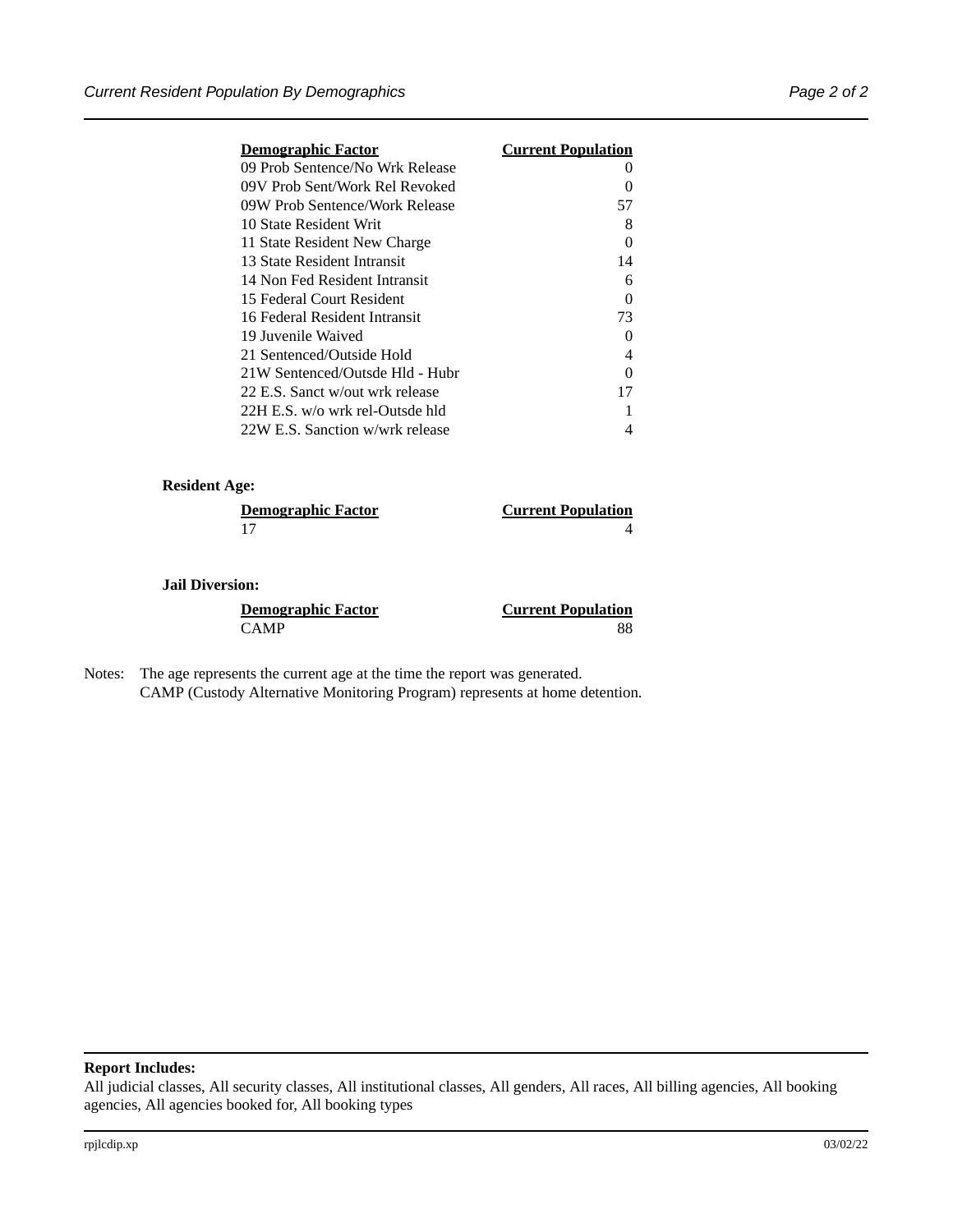| Demographic Factor | Current Population |
|---|---|
| 09 Prob Sentence/No Wrk Release | 0 |
| 09V Prob Sent/Work Rel Revoked | 0 |
| 09W Prob Sentence/Work Release | 57 |
| 10 State Resident Writ | 8 |
| 11 State Resident New Charge | 0 |
| 13 State Resident Intransit | 14 |
| 14 Non Fed Resident Intransit | 6 |
| 15 Federal Court Resident | 0 |
| 16 Federal Resident Intransit | 73 |
| 19 Juvenile Waived | 0 |
| 21 Sentenced/Outside Hold | 4 |
| 21W Sentenced/Outsde Hld - Hubr | 0 |
| 22 E.S. Sanct w/out wrk release | 17 |
| 22H E.S. w/o wrk rel-Outsde hld | 1 |
| 22W E.S. Sanction w/wrk release | 4 |

**Resident Age:**

| Demographic Factor | Current Population |
|---|---|
| 17 | 4 |

**Jail Diversion:**

| Demographic Factor | Current Population |
|---|---|
| CAMP | 88 |

Notes: The age represents the current age at the time the report was generated.
CAMP (Custody Alternative Monitoring Program) represents at home detention.

**Report Includes:**

All judicial classes, All security classes, All institutional classes, All genders, All races, All billing agencies, All booking agencies, All agencies booked for, All booking types

rpjlcdip.xp 03/02/22